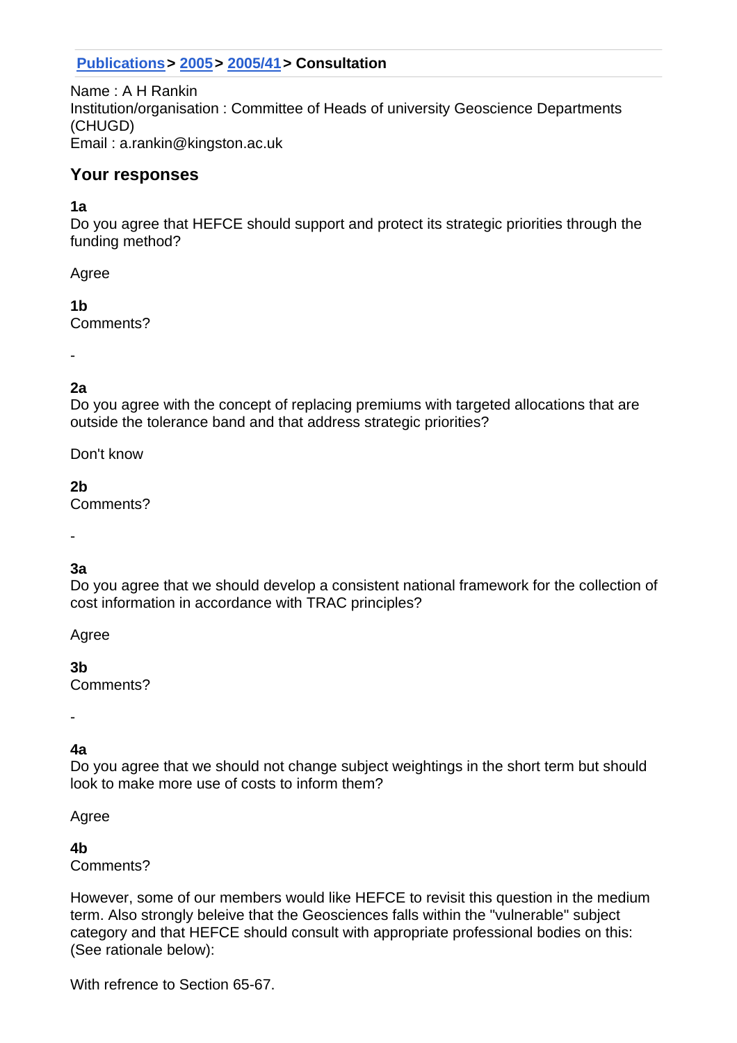Publications > 2005 > 2005/41 > Consultation

Name : A H Rankin
Institution/organisation : Committee of Heads of university Geoscience Departments (CHUGD)
Email : a.rankin@kingston.ac.uk

## Your responses

**1a**
Do you agree that HEFCE should support and protect its strategic priorities through the funding method?

Agree

**1b**
Comments?

-

**2a**
Do you agree with the concept of replacing premiums with targeted allocations that are outside the tolerance band and that address strategic priorities?

Don't know

**2b**
Comments?

-

**3a**
Do you agree that we should develop a consistent national framework for the collection of cost information in accordance with TRAC principles?

Agree

**3b**
Comments?

-

**4a**
Do you agree that we should not change subject weightings in the short term but should look to make more use of costs to inform them?

Agree

**4b**
Comments?

However, some of our members would like HEFCE to revisit this question in the medium term. Also strongly beleive that the Geosciences falls within the "vulnerable" subject category and that HEFCE should consult with appropriate professional bodies on this: (See rationale below):

With refrence to Section 65-67.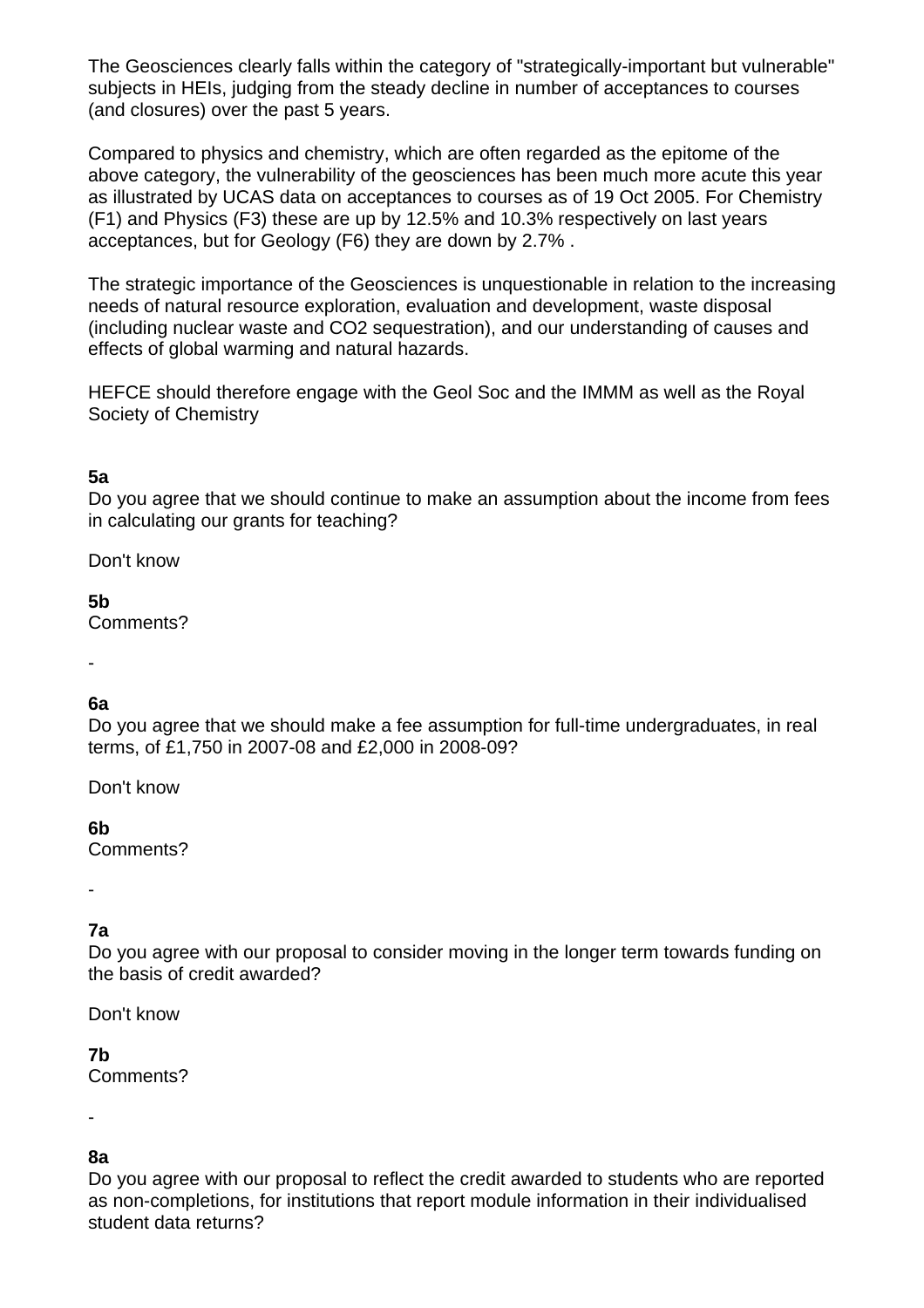The Geosciences clearly falls within the category of "strategically-important but vulnerable" subjects in HEIs, judging from the steady decline in number of acceptances to courses (and closures) over the past 5 years.

Compared to physics and chemistry, which are often regarded as the epitome of the above category, the vulnerability of the geosciences has been much more acute this year as illustrated by UCAS data on acceptances to courses as of 19 Oct 2005. For Chemistry (F1) and Physics (F3) these are up by 12.5% and 10.3% respectively on last years acceptances, but for Geology (F6) they are down by 2.7% .

The strategic importance of the Geosciences is unquestionable in relation to the increasing needs of natural resource exploration, evaluation and development, waste disposal (including nuclear waste and CO2 sequestration), and our understanding of causes and effects of global warming and natural hazards.

HEFCE should therefore engage with the Geol Soc and the IMMM as well as the Royal Society of Chemistry

**5a**
Do you agree that we should continue to make an assumption about the income from fees in calculating our grants for teaching?

Don't know

**5b**
Comments?

-

**6a**
Do you agree that we should make a fee assumption for full-time undergraduates, in real terms, of £1,750 in 2007-08 and £2,000 in 2008-09?

Don't know

**6b**
Comments?

-

**7a**
Do you agree with our proposal to consider moving in the longer term towards funding on the basis of credit awarded?

Don't know

**7b**
Comments?

-

**8a**
Do you agree with our proposal to reflect the credit awarded to students who are reported as non-completions, for institutions that report module information in their individualised student data returns?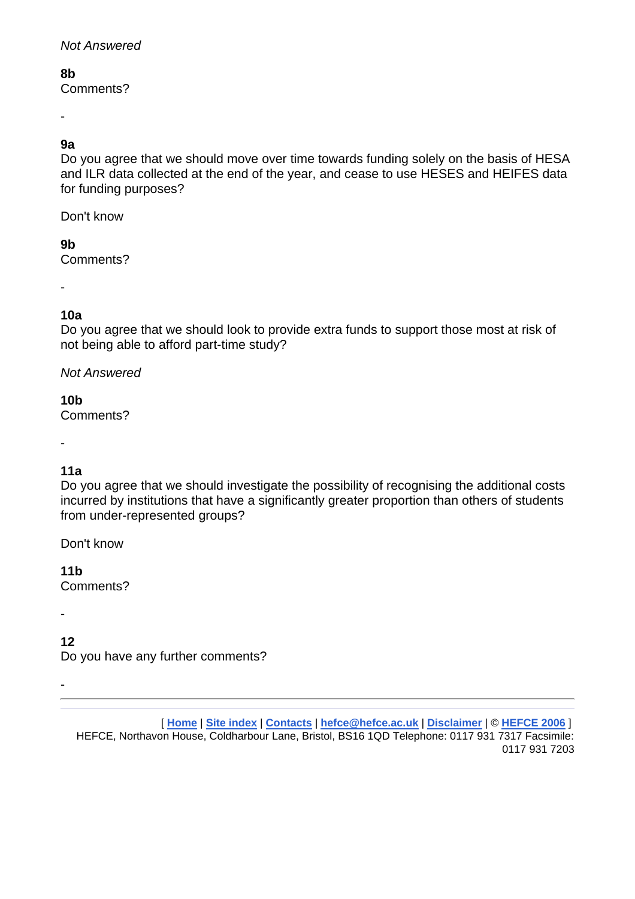*Not Answered*

**8b**
Comments?

-

**9a**
Do you agree that we should move over time towards funding solely on the basis of HESA and ILR data collected at the end of the year, and cease to use HESES and HEIFES data for funding purposes?

Don't know

**9b**
Comments?

-

**10a**
Do you agree that we should look to provide extra funds to support those most at risk of not being able to afford part-time study?

*Not Answered*

**10b**
Comments?

-

**11a**
Do you agree that we should investigate the possibility of recognising the additional costs incurred by institutions that have a significantly greater proportion than others of students from under-represented groups?

Don't know

**11b**
Comments?

-

**12**
Do you have any further comments?

-

---

[ **Home** | **Site index** | **Contacts** | **hefce@hefce.ac.uk** | **Disclaimer** | © **HEFCE 2006** ]
HEFCE, Northavon House, Coldharbour Lane, Bristol, BS16 1QD Telephone: 0117 931 7317 Facsimile: 0117 931 7203